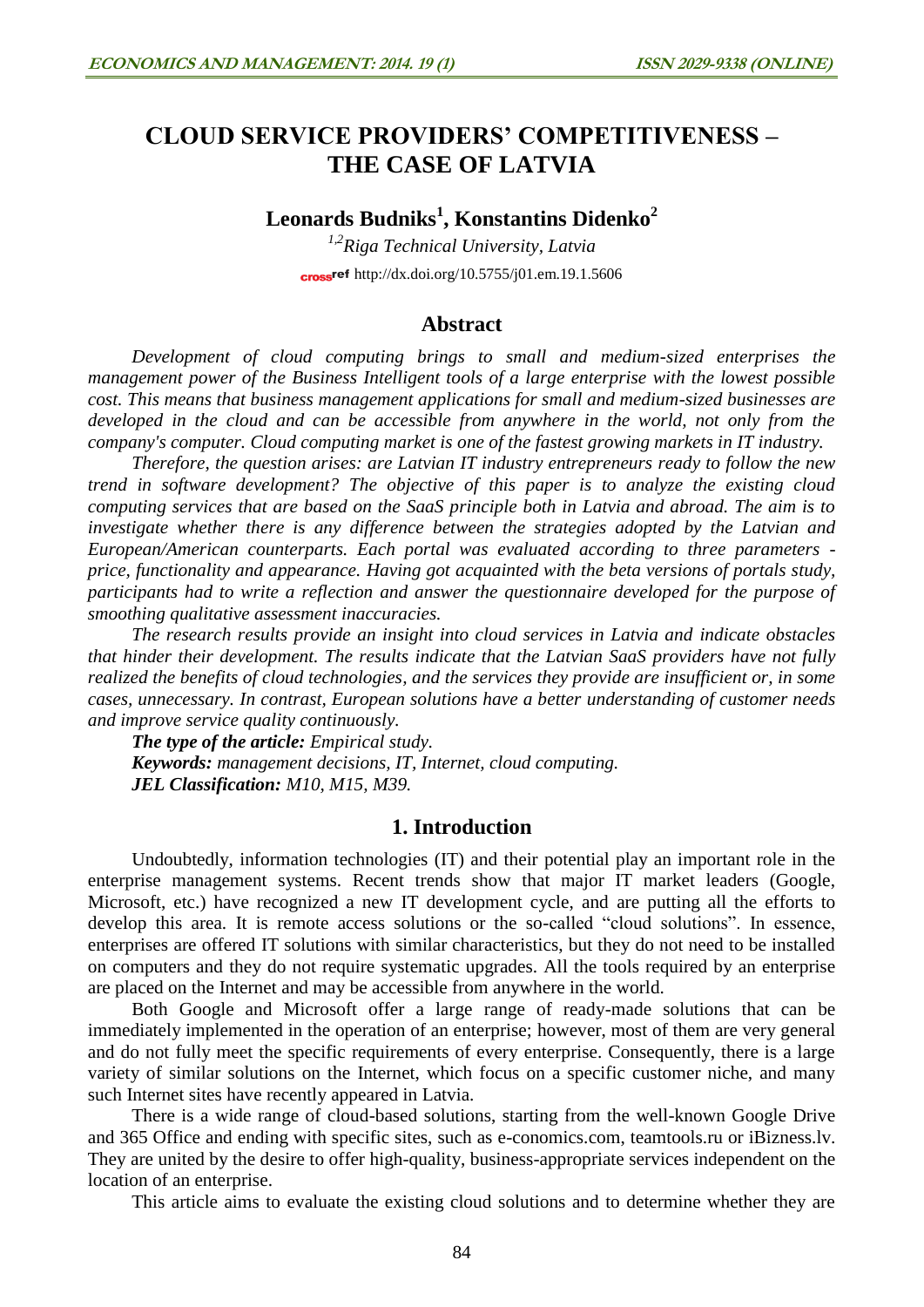# CLOUD SERVICE PROVIDERS' COMPETITIVENESS – THE CASE OF LATVIA

**Leonards Budniks[1], Konstantins Didenko[2]**

*[1,2]Riga Technical University, Latvia*

http://dx.doi.org/10.5755/j01.em.19.1.5606

## Abstract

*Development of cloud computing brings to small and medium-sized enterprises the management power of the Business Intelligent tools of a large enterprise with the lowest possible cost. This means that business management applications for small and medium-sized businesses are developed in the cloud and can be accessible from anywhere in the world, not only from the company's computer. Cloud computing market is one of the fastest growing markets in IT industry.*

*Therefore, the question arises: are Latvian IT industry entrepreneurs ready to follow the new trend in software development? The objective of this paper is to analyze the existing cloud computing services that are based on the SaaS principle both in Latvia and abroad. The aim is to investigate whether there is any difference between the strategies adopted by the Latvian and European/American counterparts. Each portal was evaluated according to three parameters - price, functionality and appearance. Having got acquainted with the beta versions of portals study, participants had to write a reflection and answer the questionnaire developed for the purpose of smoothing qualitative assessment inaccuracies.*

*The research results provide an insight into cloud services in Latvia and indicate obstacles that hinder their development. The results indicate that the Latvian SaaS providers have not fully realized the benefits of cloud technologies, and the services they provide are insufficient or, in some cases, unnecessary. In contrast, European solutions have a better understanding of customer needs and improve service quality continuously.*

***The type of the article:*** *Empirical study.*

***Keywords:*** *management decisions, IT, Internet, cloud computing.*

***JEL Classification:*** *M10, M15, M39.*

## 1. Introduction

Undoubtedly, information technologies (IT) and their potential play an important role in the enterprise management systems. Recent trends show that major IT market leaders (Google, Microsoft, etc.) have recognized a new IT development cycle, and are putting all the efforts to develop this area. It is remote access solutions or the so-called "cloud solutions". In essence, enterprises are offered IT solutions with similar characteristics, but they do not need to be installed on computers and they do not require systematic upgrades. All the tools required by an enterprise are placed on the Internet and may be accessible from anywhere in the world.

Both Google and Microsoft offer a large range of ready-made solutions that can be immediately implemented in the operation of an enterprise; however, most of them are very general and do not fully meet the specific requirements of every enterprise. Consequently, there is a large variety of similar solutions on the Internet, which focus on a specific customer niche, and many such Internet sites have recently appeared in Latvia.

There is a wide range of cloud-based solutions, starting from the well-known Google Drive and 365 Office and ending with specific sites, such as e-conomics.com, teamtools.ru or iBizness.lv. They are united by the desire to offer high-quality, business-appropriate services independent on the location of an enterprise.

This article aims to evaluate the existing cloud solutions and to determine whether they are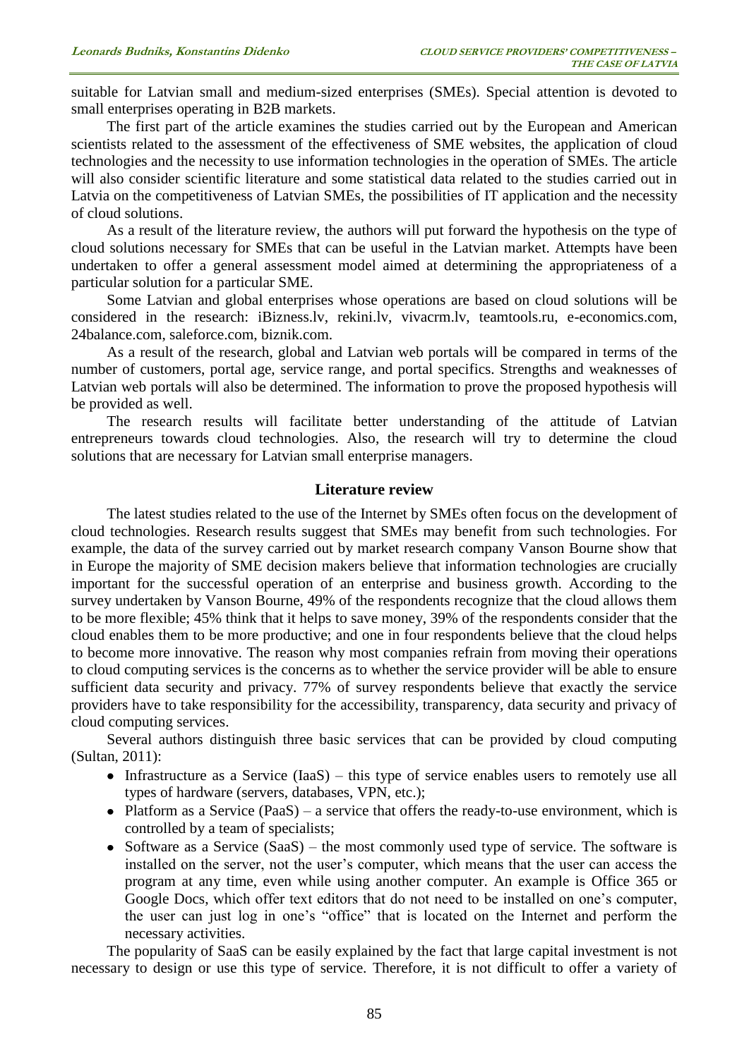suitable for Latvian small and medium-sized enterprises (SMEs). Special attention is devoted to small enterprises operating in B2B markets.

The first part of the article examines the studies carried out by the European and American scientists related to the assessment of the effectiveness of SME websites, the application of cloud technologies and the necessity to use information technologies in the operation of SMEs. The article will also consider scientific literature and some statistical data related to the studies carried out in Latvia on the competitiveness of Latvian SMEs, the possibilities of IT application and the necessity of cloud solutions.

As a result of the literature review, the authors will put forward the hypothesis on the type of cloud solutions necessary for SMEs that can be useful in the Latvian market. Attempts have been undertaken to offer a general assessment model aimed at determining the appropriateness of a particular solution for a particular SME.

Some Latvian and global enterprises whose operations are based on cloud solutions will be considered in the research: iBizness.lv, rekini.lv, vivacrm.lv, teamtools.ru, e-economics.com, 24balance.com, saleforce.com, biznik.com.

As a result of the research, global and Latvian web portals will be compared in terms of the number of customers, portal age, service range, and portal specifics. Strengths and weaknesses of Latvian web portals will also be determined. The information to prove the proposed hypothesis will be provided as well.

The research results will facilitate better understanding of the attitude of Latvian entrepreneurs towards cloud technologies. Also, the research will try to determine the cloud solutions that are necessary for Latvian small enterprise managers.

## Literature review

The latest studies related to the use of the Internet by SMEs often focus on the development of cloud technologies. Research results suggest that SMEs may benefit from such technologies. For example, the data of the survey carried out by market research company Vanson Bourne show that in Europe the majority of SME decision makers believe that information technologies are crucially important for the successful operation of an enterprise and business growth. According to the survey undertaken by Vanson Bourne, 49% of the respondents recognize that the cloud allows them to be more flexible; 45% think that it helps to save money, 39% of the respondents consider that the cloud enables them to be more productive; and one in four respondents believe that the cloud helps to become more innovative. The reason why most companies refrain from moving their operations to cloud computing services is the concerns as to whether the service provider will be able to ensure sufficient data security and privacy. 77% of survey respondents believe that exactly the service providers have to take responsibility for the accessibility, transparency, data security and privacy of cloud computing services.

Several authors distinguish three basic services that can be provided by cloud computing (Sultan, 2011):

- Infrastructure as a Service (IaaS) – this type of service enables users to remotely use all types of hardware (servers, databases, VPN, etc.);
- Platform as a Service (PaaS) – a service that offers the ready-to-use environment, which is controlled by a team of specialists;
- Software as a Service (SaaS) – the most commonly used type of service. The software is installed on the server, not the user's computer, which means that the user can access the program at any time, even while using another computer. An example is Office 365 or Google Docs, which offer text editors that do not need to be installed on one's computer, the user can just log in one's "office" that is located on the Internet and perform the necessary activities.

The popularity of SaaS can be easily explained by the fact that large capital investment is not necessary to design or use this type of service. Therefore, it is not difficult to offer a variety of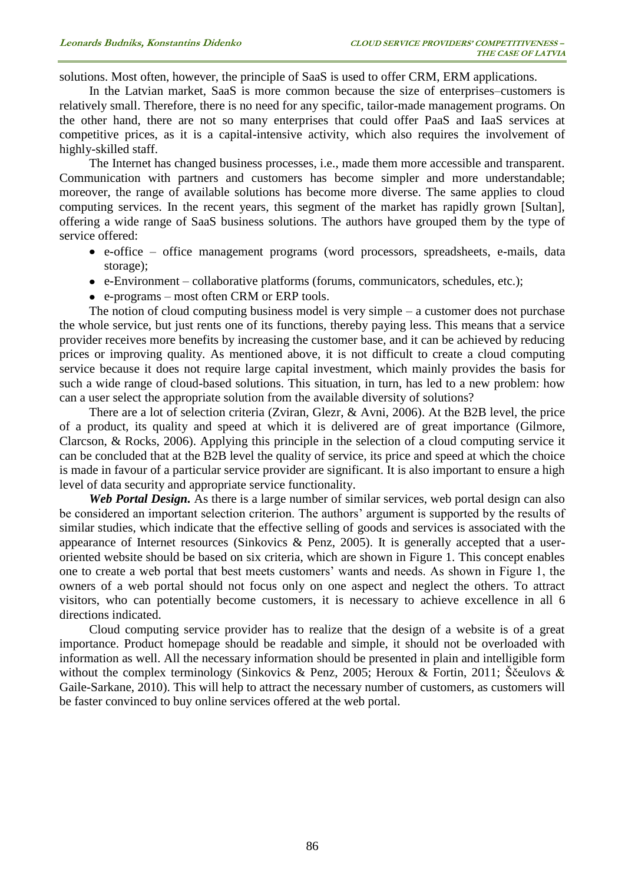solutions. Most often, however, the principle of SaaS is used to offer CRM, ERM applications.

In the Latvian market, SaaS is more common because the size of enterprises–customers is relatively small. Therefore, there is no need for any specific, tailor-made management programs. On the other hand, there are not so many enterprises that could offer PaaS and IaaS services at competitive prices, as it is a capital-intensive activity, which also requires the involvement of highly-skilled staff.

The Internet has changed business processes, i.e., made them more accessible and transparent. Communication with partners and customers has become simpler and more understandable; moreover, the range of available solutions has become more diverse. The same applies to cloud computing services. In the recent years, this segment of the market has rapidly grown [Sultan], offering a wide range of SaaS business solutions. The authors have grouped them by the type of service offered:

- e-office – office management programs (word processors, spreadsheets, e-mails, data storage);
- e-Environment – collaborative platforms (forums, communicators, schedules, etc.);
- e-programs – most often CRM or ERP tools.

The notion of cloud computing business model is very simple – a customer does not purchase the whole service, but just rents one of its functions, thereby paying less. This means that a service provider receives more benefits by increasing the customer base, and it can be achieved by reducing prices or improving quality. As mentioned above, it is not difficult to create a cloud computing service because it does not require large capital investment, which mainly provides the basis for such a wide range of cloud-based solutions. This situation, in turn, has led to a new problem: how can a user select the appropriate solution from the available diversity of solutions?

There are a lot of selection criteria (Zviran, Glezr, & Avni, 2006). At the B2B level, the price of a product, its quality and speed at which it is delivered are of great importance (Gilmore, Clarcson, & Rocks, 2006). Applying this principle in the selection of a cloud computing service it can be concluded that at the B2B level the quality of service, its price and speed at which the choice is made in favour of a particular service provider are significant. It is also important to ensure a high level of data security and appropriate service functionality.

***Web Portal Design.*** As there is a large number of similar services, web portal design can also be considered an important selection criterion. The authors' argument is supported by the results of similar studies, which indicate that the effective selling of goods and services is associated with the appearance of Internet resources (Sinkovics & Penz, 2005). It is generally accepted that a user-oriented website should be based on six criteria, which are shown in Figure 1. This concept enables one to create a web portal that best meets customers' wants and needs. As shown in Figure 1, the owners of a web portal should not focus only on one aspect and neglect the others. To attract visitors, who can potentially become customers, it is necessary to achieve excellence in all 6 directions indicated.

Cloud computing service provider has to realize that the design of a website is of a great importance. Product homepage should be readable and simple, it should not be overloaded with information as well. All the necessary information should be presented in plain and intelligible form without the complex terminology (Sinkovics & Penz, 2005; Heroux & Fortin, 2011; Ščeulovs & Gaile-Sarkane, 2010). This will help to attract the necessary number of customers, as customers will be faster convinced to buy online services offered at the web portal.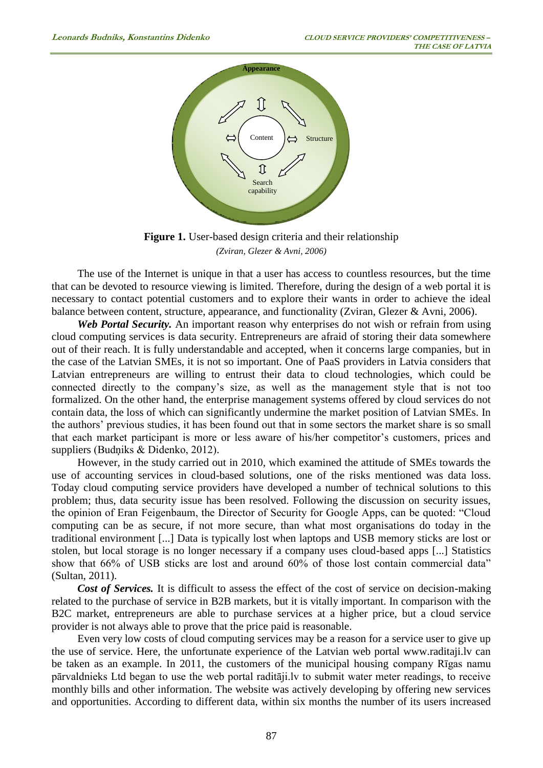**Figure 1.** User-based design criteria and their relationship
*(Zviran, Glezer & Avni, 2006)*

The use of the Internet is unique in that a user has access to countless resources, but the time that can be devoted to resource viewing is limited. Therefore, during the design of a web portal it is necessary to contact potential customers and to explore their wants in order to achieve the ideal balance between content, structure, appearance, and functionality (Zviran, Glezer & Avni, 2006).

***Web Portal Security.*** An important reason why enterprises do not wish or refrain from using cloud computing services is data security. Entrepreneurs are afraid of storing their data somewhere out of their reach. It is fully understandable and accepted, when it concerns large companies, but in the case of the Latvian SMEs, it is not so important. One of PaaS providers in Latvia considers that Latvian entrepreneurs are willing to entrust their data to cloud technologies, which could be connected directly to the company's size, as well as the management style that is not too formalized. On the other hand, the enterprise management systems offered by cloud services do not contain data, the loss of which can significantly undermine the market position of Latvian SMEs. In the authors' previous studies, it has been found out that in some sectors the market share is so small that each market participant is more or less aware of his/her competitor's customers, prices and suppliers (Budņiks & Didenko, 2012).

However, in the study carried out in 2010, which examined the attitude of SMEs towards the use of accounting services in cloud-based solutions, one of the risks mentioned was data loss. Today cloud computing service providers have developed a number of technical solutions to this problem; thus, data security issue has been resolved. Following the discussion on security issues, the opinion of Eran Feigenbaum, the Director of Security for Google Apps, can be quoted: "Cloud computing can be as secure, if not more secure, than what most organisations do today in the traditional environment [...] Data is typically lost when laptops and USB memory sticks are lost or stolen, but local storage is no longer necessary if a company uses cloud-based apps [...] Statistics show that 66% of USB sticks are lost and around 60% of those lost contain commercial data" (Sultan, 2011).

***Cost of Services.*** It is difficult to assess the effect of the cost of service on decision-making related to the purchase of service in B2B markets, but it is vitally important. In comparison with the B2C market, entrepreneurs are able to purchase services at a higher price, but a cloud service provider is not always able to prove that the price paid is reasonable.

Even very low costs of cloud computing services may be a reason for a service user to give up the use of service. Here, the unfortunate experience of the Latvian web portal www.raditaji.lv can be taken as an example. In 2011, the customers of the municipal housing company Rīgas namu pārvaldnieks Ltd began to use the web portal raditāji.lv to submit water meter readings, to receive monthly bills and other information. The website was actively developing by offering new services and opportunities. According to different data, within six months the number of its users increased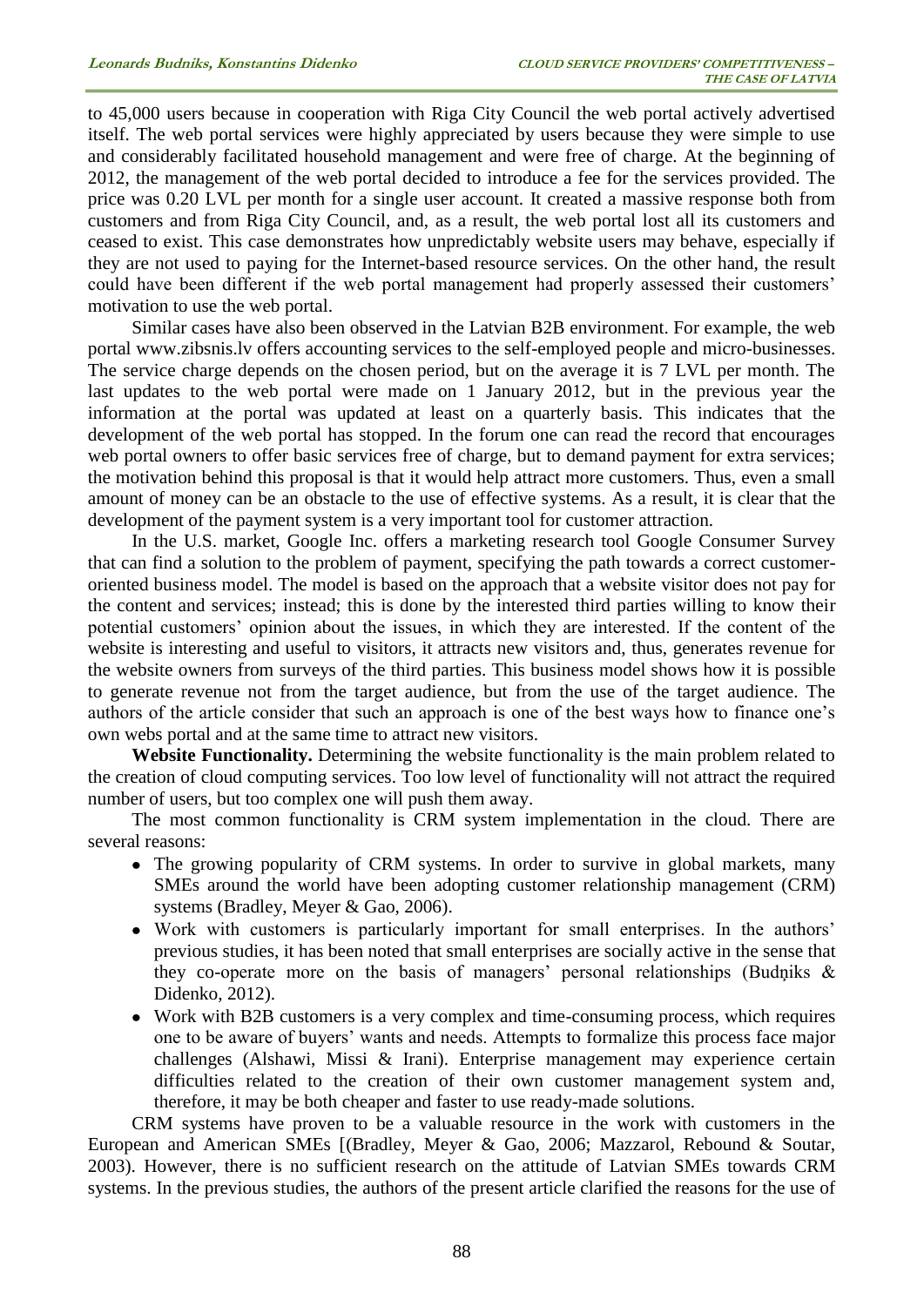to 45,000 users because in cooperation with Riga City Council the web portal actively advertised itself. The web portal services were highly appreciated by users because they were simple to use and considerably facilitated household management and were free of charge. At the beginning of 2012, the management of the web portal decided to introduce a fee for the services provided. The price was 0.20 LVL per month for a single user account. It created a massive response both from customers and from Riga City Council, and, as a result, the web portal lost all its customers and ceased to exist. This case demonstrates how unpredictably website users may behave, especially if they are not used to paying for the Internet-based resource services. On the other hand, the result could have been different if the web portal management had properly assessed their customers' motivation to use the web portal.

Similar cases have also been observed in the Latvian B2B environment. For example, the web portal www.zibsnis.lv offers accounting services to the self-employed people and micro-businesses. The service charge depends on the chosen period, but on the average it is 7 LVL per month. The last updates to the web portal were made on 1 January 2012, but in the previous year the information at the portal was updated at least on a quarterly basis. This indicates that the development of the web portal has stopped. In the forum one can read the record that encourages web portal owners to offer basic services free of charge, but to demand payment for extra services; the motivation behind this proposal is that it would help attract more customers. Thus, even a small amount of money can be an obstacle to the use of effective systems. As a result, it is clear that the development of the payment system is a very important tool for customer attraction.

In the U.S. market, Google Inc. offers a marketing research tool Google Consumer Survey that can find a solution to the problem of payment, specifying the path towards a correct customer-oriented business model. The model is based on the approach that a website visitor does not pay for the content and services; instead; this is done by the interested third parties willing to know their potential customers' opinion about the issues, in which they are interested. If the content of the website is interesting and useful to visitors, it attracts new visitors and, thus, generates revenue for the website owners from surveys of the third parties. This business model shows how it is possible to generate revenue not from the target audience, but from the use of the target audience. The authors of the article consider that such an approach is one of the best ways how to finance one's own webs portal and at the same time to attract new visitors.

**Website Functionality.** Determining the website functionality is the main problem related to the creation of cloud computing services. Too low level of functionality will not attract the required number of users, but too complex one will push them away.

The most common functionality is CRM system implementation in the cloud. There are several reasons:

- The growing popularity of CRM systems. In order to survive in global markets, many SMEs around the world have been adopting customer relationship management (CRM) systems (Bradley, Meyer & Gao, 2006).
- Work with customers is particularly important for small enterprises. In the authors' previous studies, it has been noted that small enterprises are socially active in the sense that they co-operate more on the basis of managers' personal relationships (Budņiks & Didenko, 2012).
- Work with B2B customers is a very complex and time-consuming process, which requires one to be aware of buyers' wants and needs. Attempts to formalize this process face major challenges (Alshawi, Missi & Irani). Enterprise management may experience certain difficulties related to the creation of their own customer management system and, therefore, it may be both cheaper and faster to use ready-made solutions.

CRM systems have proven to be a valuable resource in the work with customers in the European and American SMEs [(Bradley, Meyer & Gao, 2006; Mazzarol, Rebound & Soutar, 2003). However, there is no sufficient research on the attitude of Latvian SMEs towards CRM systems. In the previous studies, the authors of the present article clarified the reasons for the use of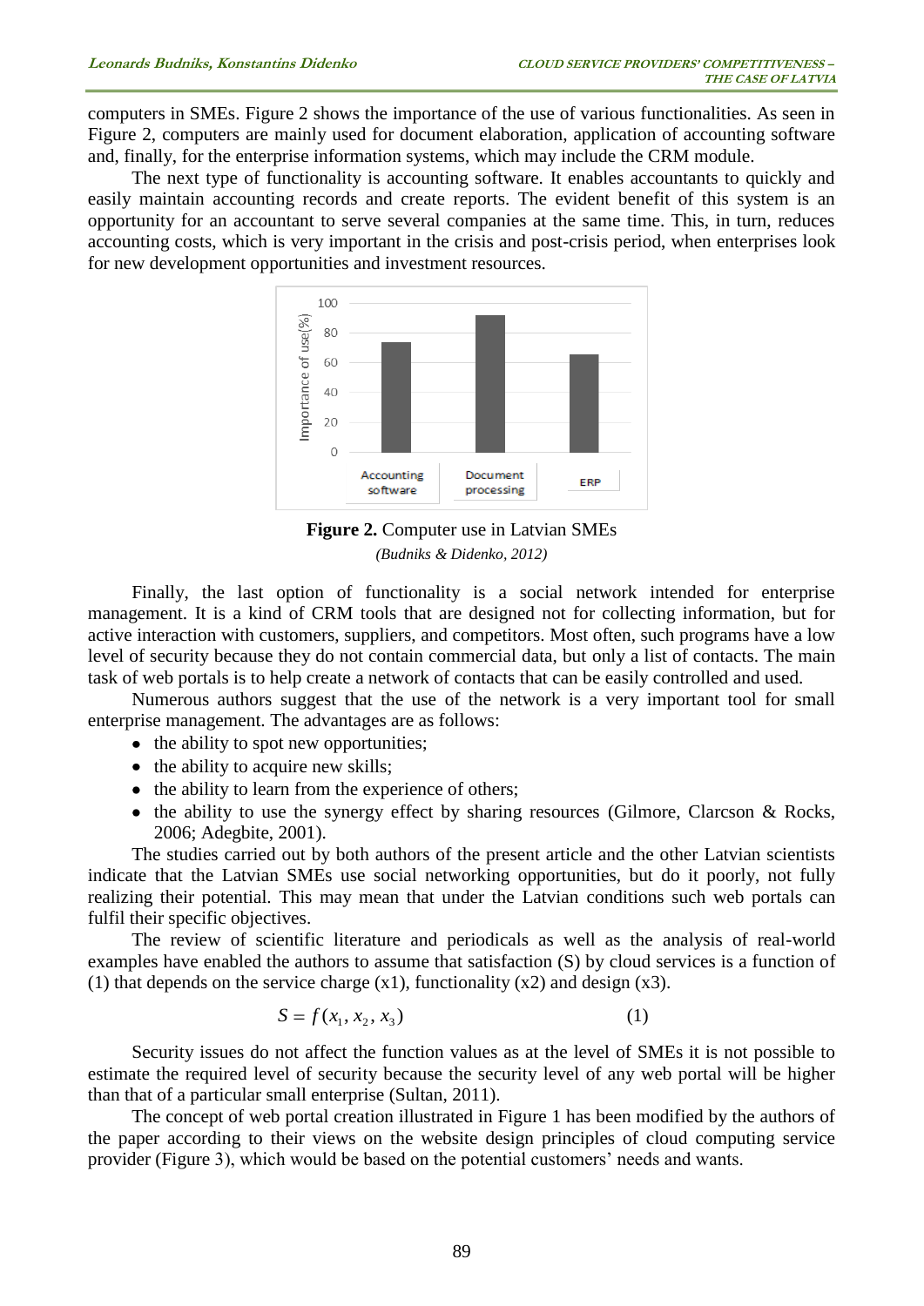computers in SMEs. Figure 2 shows the importance of the use of various functionalities. As seen in Figure 2, computers are mainly used for document elaboration, application of accounting software and, finally, for the enterprise information systems, which may include the CRM module.

The next type of functionality is accounting software. It enables accountants to quickly and easily maintain accounting records and create reports. The evident benefit of this system is an opportunity for an accountant to serve several companies at the same time. This, in turn, reduces accounting costs, which is very important in the crisis and post-crisis period, when enterprises look for new development opportunities and investment resources.

**Figure 2.** Computer use in Latvian SMEs

*(Budniks & Didenko, 2012)*

Finally, the last option of functionality is a social network intended for enterprise management. It is a kind of CRM tools that are designed not for collecting information, but for active interaction with customers, suppliers, and competitors. Most often, such programs have a low level of security because they do not contain commercial data, but only a list of contacts. The main task of web portals is to help create a network of contacts that can be easily controlled and used.

Numerous authors suggest that the use of the network is a very important tool for small enterprise management. The advantages are as follows:

- the ability to spot new opportunities;
- the ability to acquire new skills;
- the ability to learn from the experience of others;
- the ability to use the synergy effect by sharing resources (Gilmore, Clarcson & Rocks, 2006; Adegbite, 2001).

The studies carried out by both authors of the present article and the other Latvian scientists indicate that the Latvian SMEs use social networking opportunities, but do it poorly, not fully realizing their potential. This may mean that under the Latvian conditions such web portals can fulfil their specific objectives.

The review of scientific literature and periodicals as well as the analysis of real-world examples have enabled the authors to assume that satisfaction (S) by cloud services is a function of (1) that depends on the service charge (x1), functionality (x2) and design (x3).

$$S = f(x_1, x_2, x_3) \tag{1}$$

Security issues do not affect the function values as at the level of SMEs it is not possible to estimate the required level of security because the security level of any web portal will be higher than that of a particular small enterprise (Sultan, 2011).

The concept of web portal creation illustrated in Figure 1 has been modified by the authors of the paper according to their views on the website design principles of cloud computing service provider (Figure 3), which would be based on the potential customers' needs and wants.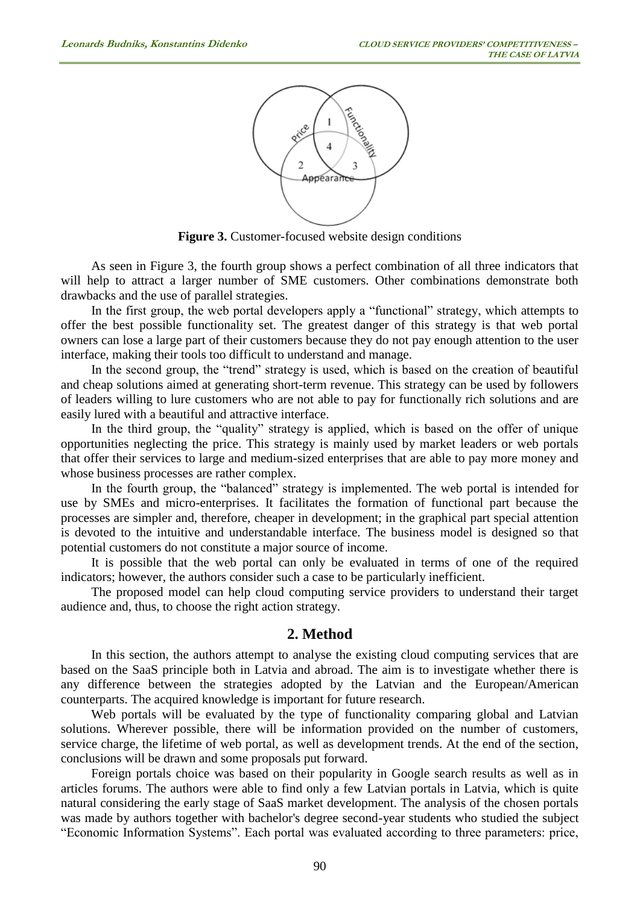**Figure 3.** Customer-focused website design conditions

As seen in Figure 3, the fourth group shows a perfect combination of all three indicators that will help to attract a larger number of SME customers. Other combinations demonstrate both drawbacks and the use of parallel strategies.

In the first group, the web portal developers apply a "functional" strategy, which attempts to offer the best possible functionality set. The greatest danger of this strategy is that web portal owners can lose a large part of their customers because they do not pay enough attention to the user interface, making their tools too difficult to understand and manage.

In the second group, the "trend" strategy is used, which is based on the creation of beautiful and cheap solutions aimed at generating short-term revenue. This strategy can be used by followers of leaders willing to lure customers who are not able to pay for functionally rich solutions and are easily lured with a beautiful and attractive interface.

In the third group, the "quality" strategy is applied, which is based on the offer of unique opportunities neglecting the price. This strategy is mainly used by market leaders or web portals that offer their services to large and medium-sized enterprises that are able to pay more money and whose business processes are rather complex.

In the fourth group, the "balanced" strategy is implemented. The web portal is intended for use by SMEs and micro-enterprises. It facilitates the formation of functional part because the processes are simpler and, therefore, cheaper in development; in the graphical part special attention is devoted to the intuitive and understandable interface. The business model is designed so that potential customers do not constitute a major source of income.

It is possible that the web portal can only be evaluated in terms of one of the required indicators; however, the authors consider such a case to be particularly inefficient.

The proposed model can help cloud computing service providers to understand their target audience and, thus, to choose the right action strategy.

## 2. Method

In this section, the authors attempt to analyse the existing cloud computing services that are based on the SaaS principle both in Latvia and abroad. The aim is to investigate whether there is any difference between the strategies adopted by the Latvian and the European/American counterparts. The acquired knowledge is important for future research.

Web portals will be evaluated by the type of functionality comparing global and Latvian solutions. Wherever possible, there will be information provided on the number of customers, service charge, the lifetime of web portal, as well as development trends. At the end of the section, conclusions will be drawn and some proposals put forward.

Foreign portals choice was based on their popularity in Google search results as well as in articles forums. The authors were able to find only a few Latvian portals in Latvia, which is quite natural considering the early stage of SaaS market development. The analysis of the chosen portals was made by authors together with bachelor's degree second-year students who studied the subject "Economic Information Systems". Each portal was evaluated according to three parameters: price,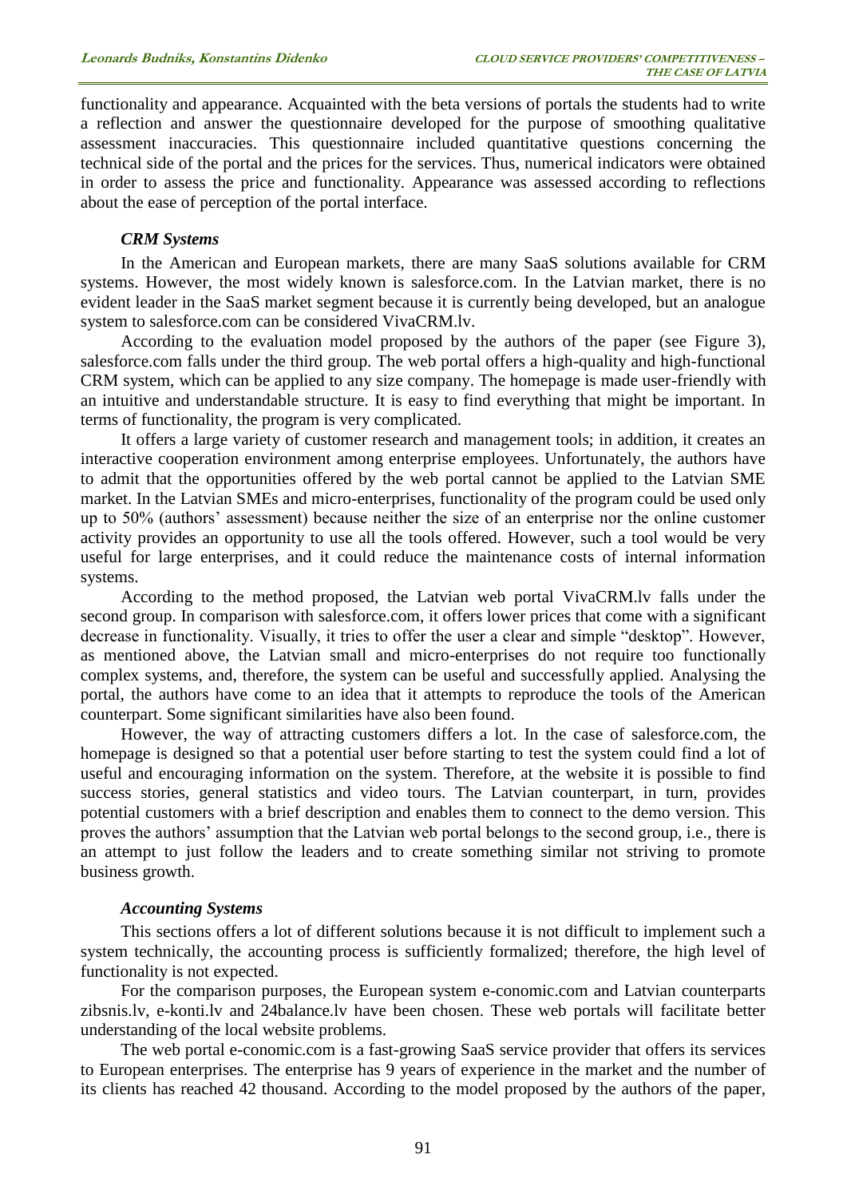functionality and appearance. Acquainted with the beta versions of portals the students had to write a reflection and answer the questionnaire developed for the purpose of smoothing qualitative assessment inaccuracies. This questionnaire included quantitative questions concerning the technical side of the portal and the prices for the services. Thus, numerical indicators were obtained in order to assess the price and functionality. Appearance was assessed according to reflections about the ease of perception of the portal interface.

### *CRM Systems*

In the American and European markets, there are many SaaS solutions available for CRM systems. However, the most widely known is salesforce.com. In the Latvian market, there is no evident leader in the SaaS market segment because it is currently being developed, but an analogue system to salesforce.com can be considered VivaCRM.lv.

According to the evaluation model proposed by the authors of the paper (see Figure 3), salesforce.com falls under the third group. The web portal offers a high-quality and high-functional CRM system, which can be applied to any size company. The homepage is made user-friendly with an intuitive and understandable structure. It is easy to find everything that might be important. In terms of functionality, the program is very complicated.

It offers a large variety of customer research and management tools; in addition, it creates an interactive cooperation environment among enterprise employees. Unfortunately, the authors have to admit that the opportunities offered by the web portal cannot be applied to the Latvian SME market. In the Latvian SMEs and micro-enterprises, functionality of the program could be used only up to 50% (authors' assessment) because neither the size of an enterprise nor the online customer activity provides an opportunity to use all the tools offered. However, such a tool would be very useful for large enterprises, and it could reduce the maintenance costs of internal information systems.

According to the method proposed, the Latvian web portal VivaCRM.lv falls under the second group. In comparison with salesforce.com, it offers lower prices that come with a significant decrease in functionality. Visually, it tries to offer the user a clear and simple "desktop". However, as mentioned above, the Latvian small and micro-enterprises do not require too functionally complex systems, and, therefore, the system can be useful and successfully applied. Analysing the portal, the authors have come to an idea that it attempts to reproduce the tools of the American counterpart. Some significant similarities have also been found.

However, the way of attracting customers differs a lot. In the case of salesforce.com, the homepage is designed so that a potential user before starting to test the system could find a lot of useful and encouraging information on the system. Therefore, at the website it is possible to find success stories, general statistics and video tours. The Latvian counterpart, in turn, provides potential customers with a brief description and enables them to connect to the demo version. This proves the authors' assumption that the Latvian web portal belongs to the second group, i.e., there is an attempt to just follow the leaders and to create something similar not striving to promote business growth.

### *Accounting Systems*

This sections offers a lot of different solutions because it is not difficult to implement such a system technically, the accounting process is sufficiently formalized; therefore, the high level of functionality is not expected.

For the comparison purposes, the European system e-conomic.com and Latvian counterparts zibsnis.lv, e-konti.lv and 24balance.lv have been chosen. These web portals will facilitate better understanding of the local website problems.

The web portal e-conomic.com is a fast-growing SaaS service provider that offers its services to European enterprises. The enterprise has 9 years of experience in the market and the number of its clients has reached 42 thousand. According to the model proposed by the authors of the paper,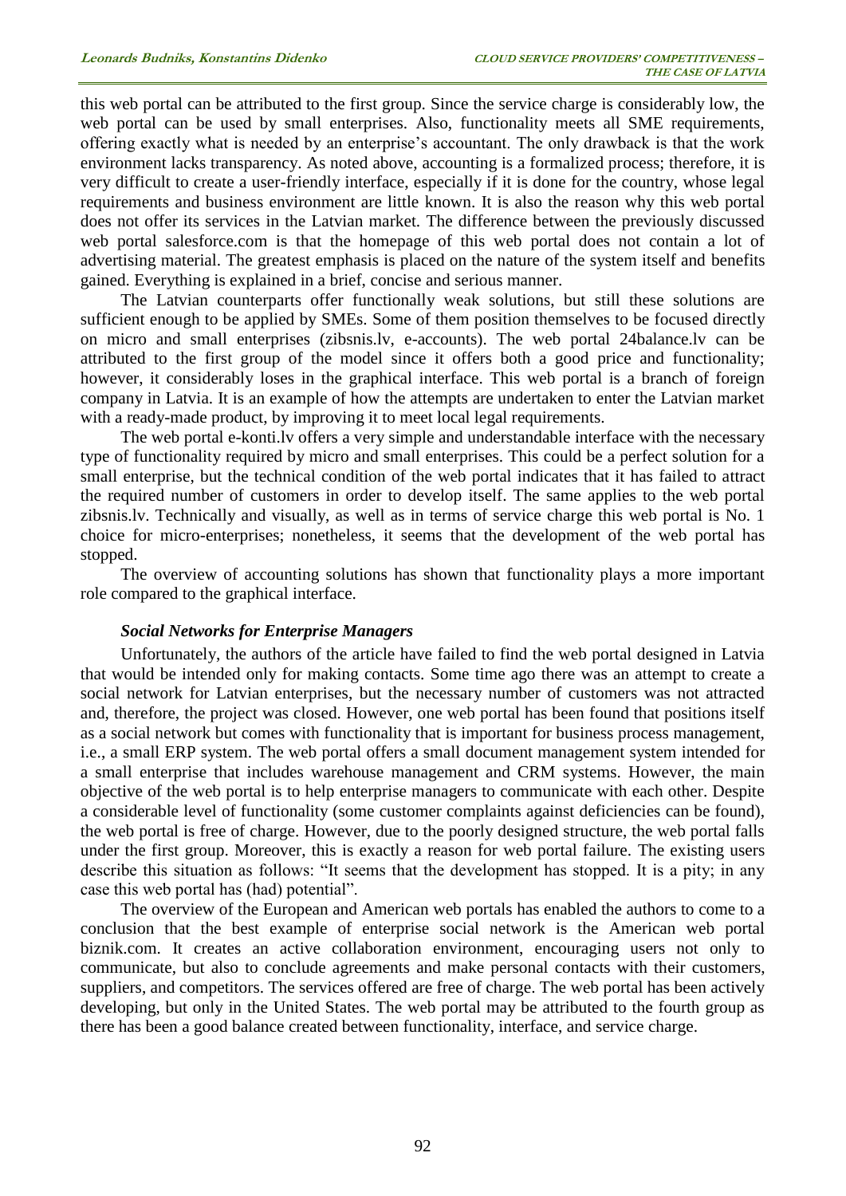this web portal can be attributed to the first group. Since the service charge is considerably low, the web portal can be used by small enterprises. Also, functionality meets all SME requirements, offering exactly what is needed by an enterprise's accountant. The only drawback is that the work environment lacks transparency. As noted above, accounting is a formalized process; therefore, it is very difficult to create a user-friendly interface, especially if it is done for the country, whose legal requirements and business environment are little known. It is also the reason why this web portal does not offer its services in the Latvian market. The difference between the previously discussed web portal salesforce.com is that the homepage of this web portal does not contain a lot of advertising material. The greatest emphasis is placed on the nature of the system itself and benefits gained. Everything is explained in a brief, concise and serious manner.

The Latvian counterparts offer functionally weak solutions, but still these solutions are sufficient enough to be applied by SMEs. Some of them position themselves to be focused directly on micro and small enterprises (zibsnis.lv, e-accounts). The web portal 24balance.lv can be attributed to the first group of the model since it offers both a good price and functionality; however, it considerably loses in the graphical interface. This web portal is a branch of foreign company in Latvia. It is an example of how the attempts are undertaken to enter the Latvian market with a ready-made product, by improving it to meet local legal requirements.

The web portal e-konti.lv offers a very simple and understandable interface with the necessary type of functionality required by micro and small enterprises. This could be a perfect solution for a small enterprise, but the technical condition of the web portal indicates that it has failed to attract the required number of customers in order to develop itself. The same applies to the web portal zibsnis.lv. Technically and visually, as well as in terms of service charge this web portal is No. 1 choice for micro-enterprises; nonetheless, it seems that the development of the web portal has stopped.

The overview of accounting solutions has shown that functionality plays a more important role compared to the graphical interface.

### *Social Networks for Enterprise Managers*

Unfortunately, the authors of the article have failed to find the web portal designed in Latvia that would be intended only for making contacts. Some time ago there was an attempt to create a social network for Latvian enterprises, but the necessary number of customers was not attracted and, therefore, the project was closed. However, one web portal has been found that positions itself as a social network but comes with functionality that is important for business process management, i.e., a small ERP system. The web portal offers a small document management system intended for a small enterprise that includes warehouse management and CRM systems. However, the main objective of the web portal is to help enterprise managers to communicate with each other. Despite a considerable level of functionality (some customer complaints against deficiencies can be found), the web portal is free of charge. However, due to the poorly designed structure, the web portal falls under the first group. Moreover, this is exactly a reason for web portal failure. The existing users describe this situation as follows: "It seems that the development has stopped. It is a pity; in any case this web portal has (had) potential".

The overview of the European and American web portals has enabled the authors to come to a conclusion that the best example of enterprise social network is the American web portal biznik.com. It creates an active collaboration environment, encouraging users not only to communicate, but also to conclude agreements and make personal contacts with their customers, suppliers, and competitors. The services offered are free of charge. The web portal has been actively developing, but only in the United States. The web portal may be attributed to the fourth group as there has been a good balance created between functionality, interface, and service charge.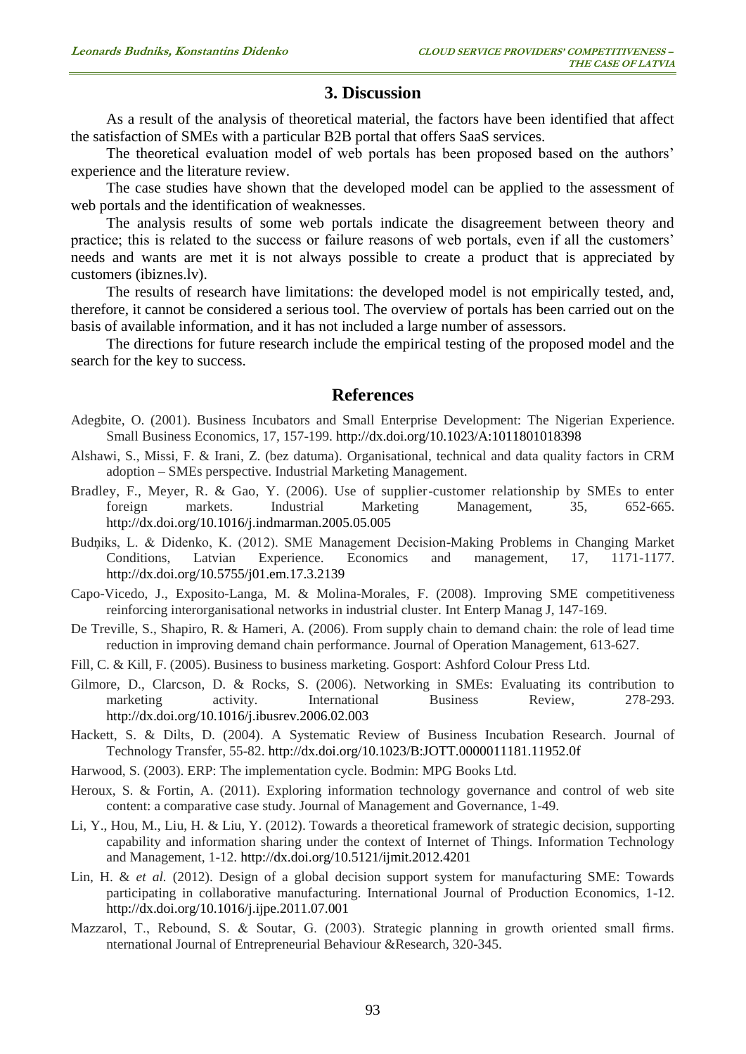## 3. Discussion

As a result of the analysis of theoretical material, the factors have been identified that affect the satisfaction of SMEs with a particular B2B portal that offers SaaS services.

The theoretical evaluation model of web portals has been proposed based on the authors' experience and the literature review.

The case studies have shown that the developed model can be applied to the assessment of web portals and the identification of weaknesses.

The analysis results of some web portals indicate the disagreement between theory and practice; this is related to the success or failure reasons of web portals, even if all the customers' needs and wants are met it is not always possible to create a product that is appreciated by customers (ibiznes.lv).

The results of research have limitations: the developed model is not empirically tested, and, therefore, it cannot be considered a serious tool. The overview of portals has been carried out on the basis of available information, and it has not included a large number of assessors.

The directions for future research include the empirical testing of the proposed model and the search for the key to success.

## References

Adegbite, O. (2001). Business Incubators and Small Enterprise Development: The Nigerian Experience. Small Business Economics, 17, 157-199. http://dx.doi.org/10.1023/A:1011801018398

Alshawi, S., Missi, F. & Irani, Z. (bez datuma). Organisational, technical and data quality factors in CRM adoption – SMEs perspective. Industrial Marketing Management.

Bradley, F., Meyer, R. & Gao, Y. (2006). Use of supplier-customer relationship by SMEs to enter foreign markets. Industrial Marketing Management, 35, 652-665. http://dx.doi.org/10.1016/j.indmarman.2005.05.005

Budņiks, L. & Didenko, K. (2012). SME Management Decision-Making Problems in Changing Market Conditions, Latvian Experience. Economics and management, 17, 1171-1177. http://dx.doi.org/10.5755/j01.em.17.3.2139

Capo-Vicedo, J., Exposito-Langa, M. & Molina-Morales, F. (2008). Improving SME competitiveness reinforcing interorganisational networks in industrial cluster. Int Enterp Manag J, 147-169.

De Treville, S., Shapiro, R. & Hameri, A. (2006). From supply chain to demand chain: the role of lead time reduction in improving demand chain performance. Journal of Operation Management, 613-627.

Fill, C. & Kill, F. (2005). Business to business marketing. Gosport: Ashford Colour Press Ltd.

Gilmore, D., Clarcson, D. & Rocks, S. (2006). Networking in SMEs: Evaluating its contribution to marketing activity. International Business Review, 278-293. http://dx.doi.org/10.1016/j.ibusrev.2006.02.003

Hackett, S. & Dilts, D. (2004). A Systematic Review of Business Incubation Research. Journal of Technology Transfer, 55-82. http://dx.doi.org/10.1023/B:JOTT.0000011181.11952.0f

Harwood, S. (2003). ERP: The implementation cycle. Bodmin: MPG Books Ltd.

Heroux, S. & Fortin, A. (2011). Exploring information technology governance and control of web site content: a comparative case study. Journal of Management and Governance, 1-49.

Li, Y., Hou, M., Liu, H. & Liu, Y. (2012). Towards a theoretical framework of strategic decision, supporting capability and information sharing under the context of Internet of Things. Information Technology and Management, 1-12. http://dx.doi.org/10.5121/ijmit.2012.4201

Lin, H. & *et al.* (2012). Design of a global decision support system for manufacturing SME: Towards participating in collaborative manufacturing. International Journal of Production Economics, 1-12. http://dx.doi.org/10.1016/j.ijpe.2011.07.001

Mazzarol, T., Rebound, S. & Soutar, G. (2003). Strategic planning in growth oriented small firms. nternational Journal of Entrepreneurial Behaviour &Research, 320-345.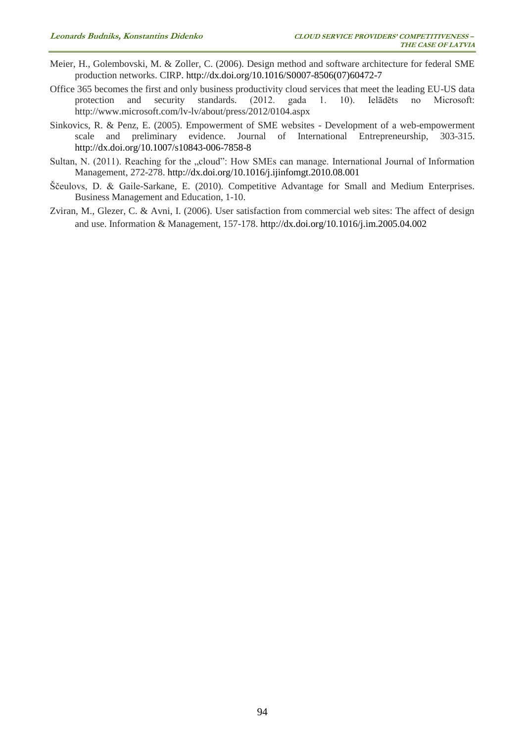Meier, H., Golembovski, M. & Zoller, C. (2006). Design method and software architecture for federal SME production networks. CIRP. http://dx.doi.org/10.1016/S0007-8506(07)60472-7

Office 365 becomes the first and only business productivity cloud services that meet the leading EU-US data protection and security standards. (2012. gada 1. 10). Ielādēts no Microsoft: http://www.microsoft.com/lv-lv/about/press/2012/0104.aspx

Sinkovics, R. & Penz, E. (2005). Empowerment of SME websites - Development of a web-empowerment scale and preliminary evidence. Journal of International Entrepreneurship, 303-315. http://dx.doi.org/10.1007/s10843-006-7858-8

Sultan, N. (2011). Reaching for the „cloud": How SMEs can manage. International Journal of Information Management, 272-278. http://dx.doi.org/10.1016/j.ijinfomgt.2010.08.001

Ščeulovs, D. & Gaile-Sarkane, E. (2010). Competitive Advantage for Small and Medium Enterprises. Business Management and Education, 1-10.

Zviran, M., Glezer, C. & Avni, I. (2006). User satisfaction from commercial web sites: The affect of design and use. Information & Management, 157-178. http://dx.doi.org/10.1016/j.im.2005.04.002